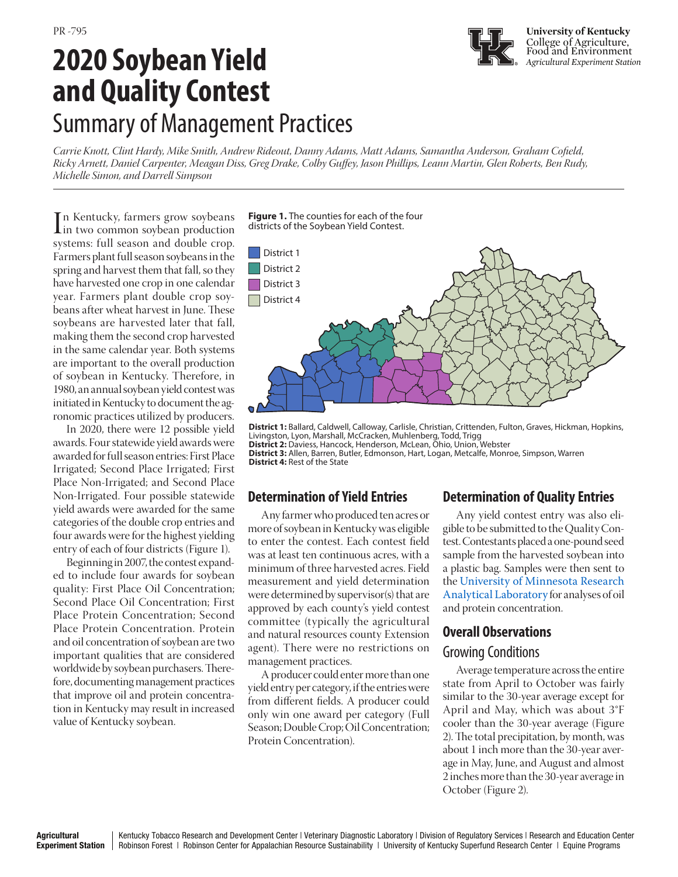PR-795

# 2020 Soybean Yield and Quality Contest

## Summary of Management Practices

*Carrie Knott, Clint Hardy, Mike Smith, Andrew Rideout, Danny Adams, Matt Adams, Samantha Anderson, Graham Cofield, Ricky Arnett, Daniel Carpenter, Meagan Diss, Greg Drake, Colby Guffey, Jason Phillips, Leann Martin, Glen Roberts, Ben Rudy, Michelle Simon, and Darrell Simpson*

University of Kentucky
College of Agriculture, Food and Environment
*Agricultural Experiment Station*

In Kentucky, farmers grow soybeans in two common soybean production systems: full season and double crop. Farmers plant full season soybeans in the spring and harvest them that fall, so they have harvested one crop in one calendar year. Farmers plant double crop soybeans after wheat harvest in June. These soybeans are harvested later that fall, making them the second crop harvested in the same calendar year. Both systems are important to the overall production of soybean in Kentucky. Therefore, in 1980, an annual soybean yield contest was initiated in Kentucky to document the agronomic practices utilized by producers.

In 2020, there were 12 possible yield awards. Four statewide yield awards were awarded for full season entries: First Place Irrigated; Second Place Irrigated; First Place Non-Irrigated; and Second Place Non-Irrigated. Four possible statewide yield awards were awarded for the same categories of the double crop entries and four awards were for the highest yielding entry of each of four districts (Figure 1).

Beginning in 2007, the contest expanded to include four awards for soybean quality: First Place Oil Concentration; Second Place Oil Concentration; First Place Protein Concentration; Second Place Protein Concentration. Protein and oil concentration of soybean are two important qualities that are considered worldwide by soybean purchasers. Therefore, documenting management practices that improve oil and protein concentration in Kentucky may result in increased value of Kentucky soybean.

**Figure 1.** The counties for each of the four districts of the Soybean Yield Contest.

District 1 | District 2 | District 3 | District 4

**District 1:** Ballard, Caldwell, Calloway, Carlisle, Christian, Crittenden, Fulton, Graves, Hickman, Hopkins, Livingston, Lyon, Marshall, McCracken, Muhlenberg, Todd, Trigg
**District 2:** Daviess, Hancock, Henderson, McLean, Ohio, Union, Webster
**District 3:** Allen, Barren, Butler, Edmonson, Hart, Logan, Metcalfe, Monroe, Simpson, Warren
**District 4:** Rest of the State

## Determination of Yield Entries

Any farmer who produced ten acres or more of soybean in Kentucky was eligible to enter the contest. Each contest field was at least ten continuous acres, with a minimum of three harvested acres. Field measurement and yield determination were determined by supervisor(s) that are approved by each county's yield contest committee (typically the agricultural and natural resources county Extension agent). There were no restrictions on management practices.

A producer could enter more than one yield entry per category, if the entries were from different fields. A producer could only win one award per category (Full Season; Double Crop; Oil Concentration; Protein Concentration).

## Determination of Quality Entries

Any yield contest entry was also eligible to be submitted to the Quality Contest. Contestants placed a one-pound seed sample from the harvested soybean into a plastic bag. Samples were then sent to the University of Minnesota Research Analytical Laboratory for analyses of oil and protein concentration.

## Overall Observations

### Growing Conditions

Average temperature across the entire state from April to October was fairly similar to the 30-year average except for April and May, which was about 3°F cooler than the 30-year average (Figure 2). The total precipitation, by month, was about 1 inch more than the 30-year average in May, June, and August and almost 2 inches more than the 30-year average in October (Figure 2).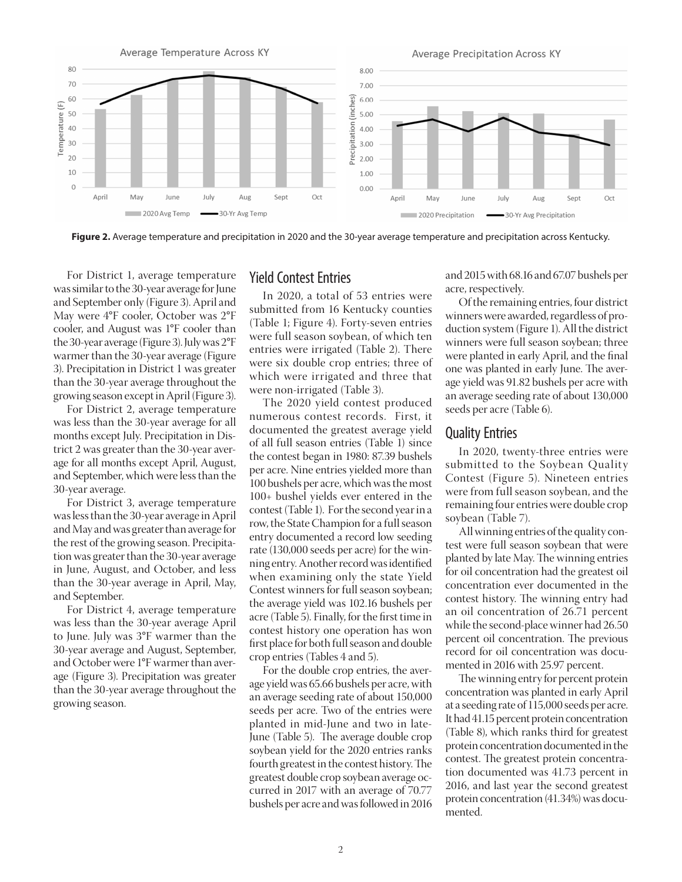Figure 2. Average temperature and precipitation in 2020 and the 30-year average temperature and precipitation across Kentucky.

For District 1, average temperature was similar to the 30-year average for June and September only (Figure 3). April and May were 4°F cooler, October was 2°F cooler, and August was 1°F cooler than the 30-year average (Figure 3). July was 2°F warmer than the 30-year average (Figure 3). Precipitation in District 1 was greater than the 30-year average throughout the growing season except in April (Figure 3).

For District 2, average temperature was less than the 30-year average for all months except July. Precipitation in District 2 was greater than the 30-year average for all months except April, August, and September, which were less than the 30-year average.

For District 3, average temperature was less than the 30-year average in April and May and was greater than average for the rest of the growing season. Precipitation was greater than the 30-year average in June, August, and October, and less than the 30-year average in April, May, and September.

For District 4, average temperature was less than the 30-year average April to June. July was 3°F warmer than the 30-year average and August, September, and October were 1°F warmer than average (Figure 3). Precipitation was greater than the 30-year average throughout the growing season.

## Yield Contest Entries

In 2020, a total of 53 entries were submitted from 16 Kentucky counties (Table 1; Figure 4). Forty-seven entries were full season soybean, of which ten entries were irrigated (Table 2). There were six double crop entries; three of which were irrigated and three that were non-irrigated (Table 3).

The 2020 yield contest produced numerous contest records. First, it documented the greatest average yield of all full season entries (Table 1) since the contest began in 1980: 87.39 bushels per acre. Nine entries yielded more than 100 bushels per acre, which was the most 100+ bushel yields ever entered in the contest (Table 1). For the second year in a row, the State Champion for a full season entry documented a record low seeding rate (130,000 seeds per acre) for the winning entry. Another record was identified when examining only the state Yield Contest winners for full season soybean; the average yield was 102.16 bushels per acre (Table 5). Finally, for the first time in contest history one operation has won first place for both full season and double crop entries (Tables 4 and 5).

For the double crop entries, the average yield was 65.66 bushels per acre, with an average seeding rate of about 150,000 seeds per acre. Two of the entries were planted in mid-June and two in late-June (Table 5). The average double crop soybean yield for the 2020 entries ranks fourth greatest in the contest history. The greatest double crop soybean average occurred in 2017 with an average of 70.77 bushels per acre and was followed in 2016 and 2015 with 68.16 and 67.07 bushels per acre, respectively.

Of the remaining entries, four district winners were awarded, regardless of production system (Figure 1). All the district winners were full season soybean; three were planted in early April, and the final one was planted in early June. The average yield was 91.82 bushels per acre with an average seeding rate of about 130,000 seeds per acre (Table 6).

## Quality Entries

In 2020, twenty-three entries were submitted to the Soybean Quality Contest (Figure 5). Nineteen entries were from full season soybean, and the remaining four entries were double crop soybean (Table 7).

All winning entries of the quality contest were full season soybean that were planted by late May. The winning entries for oil concentration had the greatest oil concentration ever documented in the contest history. The winning entry had an oil concentration of 26.71 percent while the second-place winner had 26.50 percent oil concentration. The previous record for oil concentration was documented in 2016 with 25.97 percent.

The winning entry for percent protein concentration was planted in early April at a seeding rate of 115,000 seeds per acre. It had 41.15 percent protein concentration (Table 8), which ranks third for greatest protein concentration documented in the contest. The greatest protein concentration documented was 41.73 percent in 2016, and last year the second greatest protein concentration (41.34%) was documented.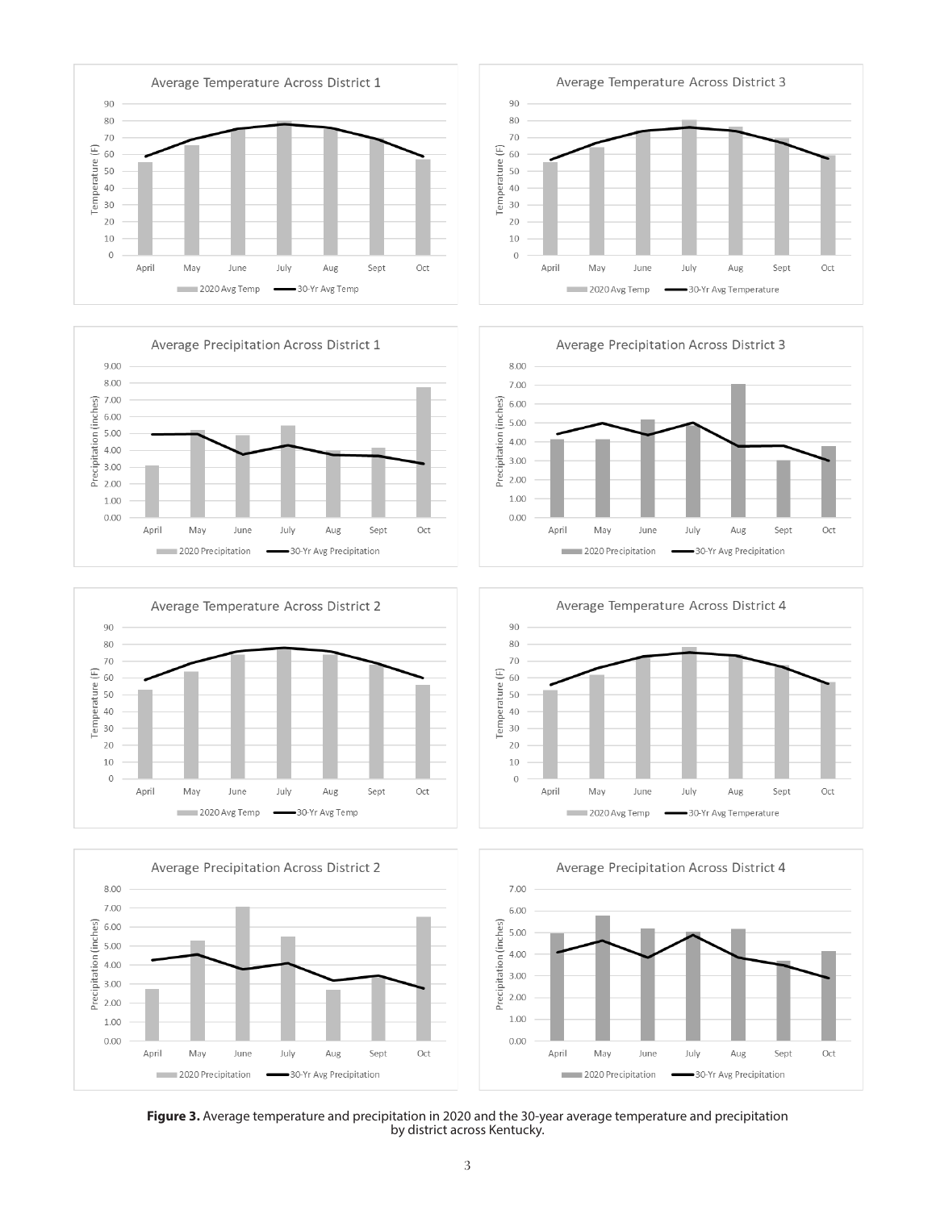**Figure 3.** Average temperature and precipitation in 2020 and the 30-year average temperature and precipitation by district across Kentucky.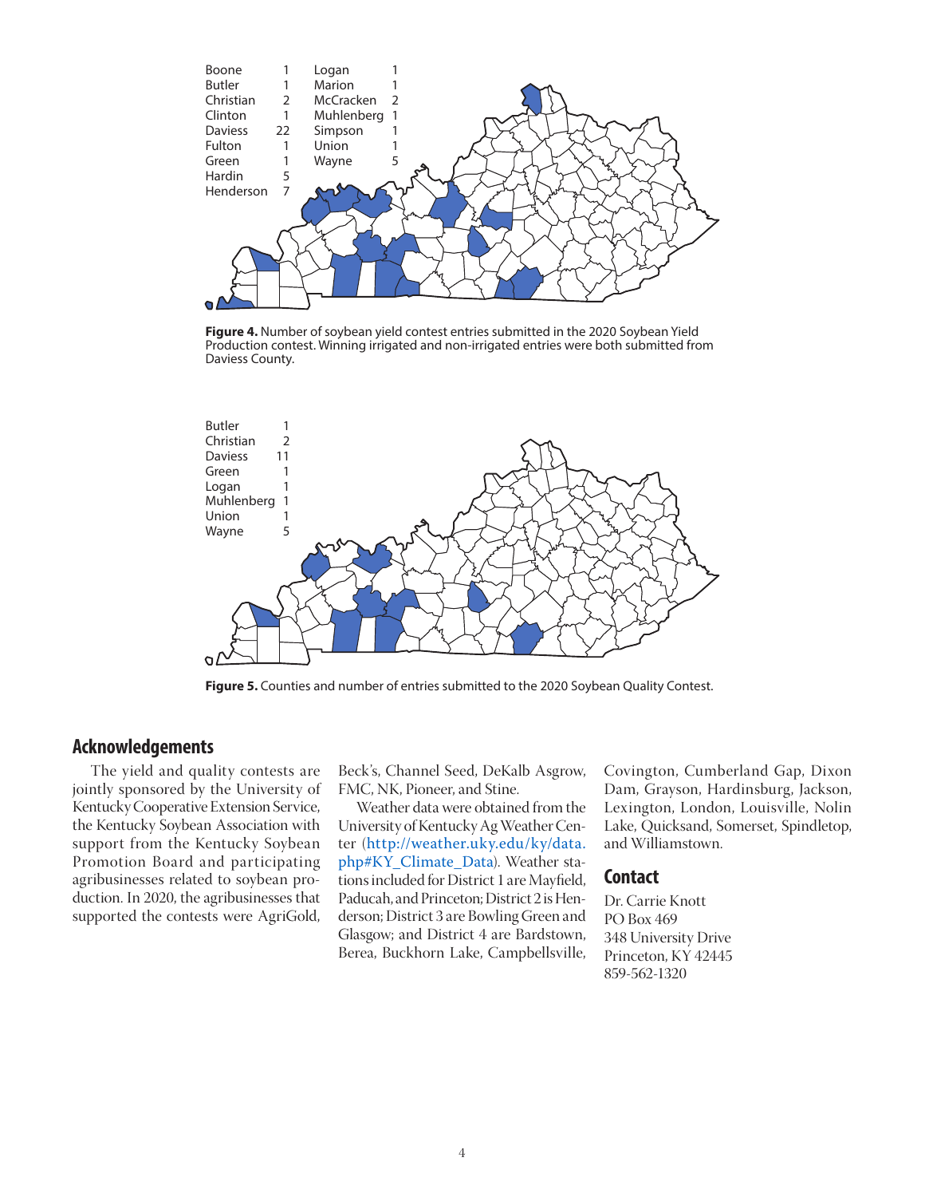| County | Entries | County | Entries |
|---|---|---|---|
| Boone | 1 | Logan | 1 |
| Butler | 1 | Marion | 1 |
| Christian | 2 | McCracken | 2 |
| Clinton | 1 | Muhlenberg | 1 |
| Daviess | 22 | Simpson | 1 |
| Fulton | 1 | Union | 1 |
| Green | 1 | Wayne | 5 |
| Hardin | 5 | | |
| Henderson | 7 | | |

**Figure 4.** Number of soybean yield contest entries submitted in the 2020 Soybean Yield Production contest. Winning irrigated and non-irrigated entries were both submitted from Daviess County.

| County | Entries |
|---|---|
| Butler | 1 |
| Christian | 2 |
| Daviess | 11 |
| Green | 1 |
| Logan | 1 |
| Muhlenberg | 1 |
| Union | 1 |
| Wayne | 5 |

**Figure 5.** Counties and number of entries submitted to the 2020 Soybean Quality Contest.

## Acknowledgements

The yield and quality contests are jointly sponsored by the University of Kentucky Cooperative Extension Service, the Kentucky Soybean Association with support from the Kentucky Soybean Promotion Board and participating agribusinesses related to soybean production. In 2020, the agribusinesses that supported the contests were AgriGold, Beck's, Channel Seed, DeKalb Asgrow, FMC, NK, Pioneer, and Stine.

Weather data were obtained from the University of Kentucky Ag Weather Center (http://weather.uky.edu/ky/data.php#KY_Climate_Data). Weather stations included for District 1 are Mayfield, Paducah, and Princeton; District 2 is Henderson; District 3 are Bowling Green and Glasgow; and District 4 are Bardstown, Berea, Buckhorn Lake, Campbellsville, Covington, Cumberland Gap, Dixon Dam, Grayson, Hardinsburg, Jackson, Lexington, London, Louisville, Nolin Lake, Quicksand, Somerset, Spindletop, and Williamstown.

## Contact

Dr. Carrie Knott
PO Box 469
348 University Drive
Princeton, KY 42445
859-562-1320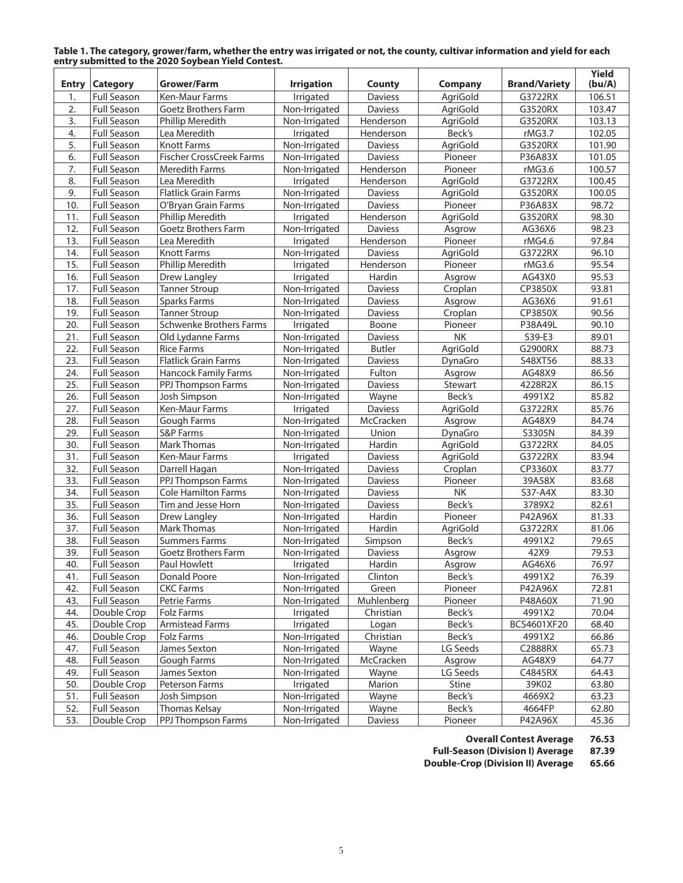**Table 1. The category, grower/farm, whether the entry was irrigated or not, the county, cultivar information and yield for each entry submitted to the 2020 Soybean Yield Contest.**

| Entry | Category | Grower/Farm | Irrigation | County | Company | Brand/Variety | Yield (bu/A) |
|---|---|---|---|---|---|---|---|
| 1. | Full Season | Ken-Maur Farms | Irrigated | Daviess | AgriGold | G3722RX | 106.51 |
| 2. | Full Season | Goetz Brothers Farm | Non-Irrigated | Daviess | AgriGold | G3520RX | 103.47 |
| 3. | Full Season | Phillip Meredith | Non-Irrigated | Henderson | AgriGold | G3520RX | 103.13 |
| 4. | Full Season | Lea Meredith | Irrigated | Henderson | Beck's | rMG3.7 | 102.05 |
| 5. | Full Season | Knott Farms | Non-Irrigated | Daviess | AgriGold | G3520RX | 101.90 |
| 6. | Full Season | Fischer CrossCreek Farms | Non-Irrigated | Daviess | Pioneer | P36A83X | 101.05 |
| 7. | Full Season | Meredith Farms | Non-Irrigated | Henderson | Pioneer | rMG3.6 | 100.57 |
| 8. | Full Season | Lea Meredith | Irrigated | Henderson | AgriGold | G3722RX | 100.45 |
| 9. | Full Season | Flatlick Grain Farms | Non-Irrigated | Daviess | AgriGold | G3520RX | 100.05 |
| 10. | Full Season | O'Bryan Grain Farms | Non-Irrigated | Daviess | Pioneer | P36A83X | 98.72 |
| 11. | Full Season | Phillip Meredith | Irrigated | Henderson | AgriGold | G3520RX | 98.30 |
| 12. | Full Season | Goetz Brothers Farm | Non-Irrigated | Daviess | Asgrow | AG36X6 | 98.23 |
| 13. | Full Season | Lea Meredith | Irrigated | Henderson | Pioneer | rMG4.6 | 97.84 |
| 14. | Full Season | Knott Farms | Non-Irrigated | Daviess | AgriGold | G3722RX | 96.10 |
| 15. | Full Season | Phillip Meredith | Irrigated | Henderson | Pioneer | rMG3.6 | 95.54 |
| 16. | Full Season | Drew Langley | Irrigated | Hardin | Asgrow | AG43X0 | 95.53 |
| 17. | Full Season | Tanner Stroup | Non-Irrigated | Daviess | Croplan | CP3850X | 93.81 |
| 18. | Full Season | Sparks Farms | Non-Irrigated | Daviess | Asgrow | AG36X6 | 91.61 |
| 19. | Full Season | Tanner Stroup | Non-Irrigated | Daviess | Croplan | CP3850X | 90.56 |
| 20. | Full Season | Schwenke Brothers Farms | Irrigated | Boone | Pioneer | P38A49L | 90.10 |
| 21. | Full Season | Old Lydanne Farms | Non-Irrigated | Daviess | NK | S39-E3 | 89.01 |
| 22. | Full Season | Rice Farms | Non-Irrigated | Butler | AgriGold | G2900RX | 88.73 |
| 23. | Full Season | Flatlick Grain Farms | Non-Irrigated | Daviess | DynaGro | S48XT56 | 88.33 |
| 24. | Full Season | Hancock Family Farms | Non-Irrigated | Fulton | Asgrow | AG48X9 | 86.56 |
| 25. | Full Season | PPJ Thompson Farms | Non-Irrigated | Daviess | Stewart | 4228R2X | 86.15 |
| 26. | Full Season | Josh Simpson | Non-Irrigated | Wayne | Beck's | 4991X2 | 85.82 |
| 27. | Full Season | Ken-Maur Farms | Irrigated | Daviess | AgriGold | G3722RX | 85.76 |
| 28. | Full Season | Gough Farms | Non-Irrigated | McCracken | Asgrow | AG48X9 | 84.74 |
| 29. | Full Season | S&P Farms | Non-Irrigated | Union | DynaGro | S3305N | 84.39 |
| 30. | Full Season | Mark Thomas | Non-Irrigated | Hardin | AgriGold | G3722RX | 84.05 |
| 31. | Full Season | Ken-Maur Farms | Irrigated | Daviess | AgriGold | G3722RX | 83.94 |
| 32. | Full Season | Darrell Hagan | Non-Irrigated | Daviess | Croplan | CP3360X | 83.77 |
| 33. | Full Season | PPJ Thompson Farms | Non-Irrigated | Daviess | Pioneer | 39A58X | 83.68 |
| 34. | Full Season | Cole Hamilton Farms | Non-Irrigated | Daviess | NK | S37-A4X | 83.30 |
| 35. | Full Season | Tim and Jesse Horn | Non-Irrigated | Daviess | Beck's | 3789X2 | 82.61 |
| 36. | Full Season | Drew Langley | Non-Irrigated | Hardin | Pioneer | P42A96X | 81.33 |
| 37. | Full Season | Mark Thomas | Non-Irrigated | Hardin | AgriGold | G3722RX | 81.06 |
| 38. | Full Season | Summers Farms | Non-Irrigated | Simpson | Beck's | 4991X2 | 79.65 |
| 39. | Full Season | Goetz Brothers Farm | Non-Irrigated | Daviess | Asgrow | 42X9 | 79.53 |
| 40. | Full Season | Paul Howlett | Irrigated | Hardin | Asgrow | AG46X6 | 76.97 |
| 41. | Full Season | Donald Poore | Non-Irrigated | Clinton | Beck's | 4991X2 | 76.39 |
| 42. | Full Season | CKC Farms | Non-Irrigated | Green | Pioneer | P42A96X | 72.81 |
| 43. | Full Season | Petrie Farms | Non-Irrigated | Muhlenberg | Pioneer | P48A60X | 71.90 |
| 44. | Double Crop | Folz Farms | Irrigated | Christian | Beck's | 4991X2 | 70.04 |
| 45. | Double Crop | Armistead Farms | Irrigated | Logan | Beck's | BCS4601XF20 | 68.40 |
| 46. | Double Crop | Folz Farms | Non-Irrigated | Christian | Beck's | 4991X2 | 66.86 |
| 47. | Full Season | James Sexton | Non-Irrigated | Wayne | LG Seeds | C2888RX | 65.73 |
| 48. | Full Season | Gough Farms | Non-Irrigated | McCracken | Asgrow | AG48X9 | 64.77 |
| 49. | Full Season | James Sexton | Non-Irrigated | Wayne | LG Seeds | C4845RX | 64.43 |
| 50. | Double Crop | Peterson Farms | Irrigated | Marion | Stine | 39K02 | 63.80 |
| 51. | Full Season | Josh Simpson | Non-Irrigated | Wayne | Beck's | 4669X2 | 63.23 |
| 52. | Full Season | Thomas Kelsay | Non-Irrigated | Wayne | Beck's | 4664FP | 62.80 |
| 53. | Double Crop | PPJ Thompson Farms | Non-Irrigated | Daviess | Pioneer | P42A96X | 45.36 |

**Overall Contest Average 76.53**
**Full-Season (Division I) Average 87.39**
**Double-Crop (Division II) Average 65.66**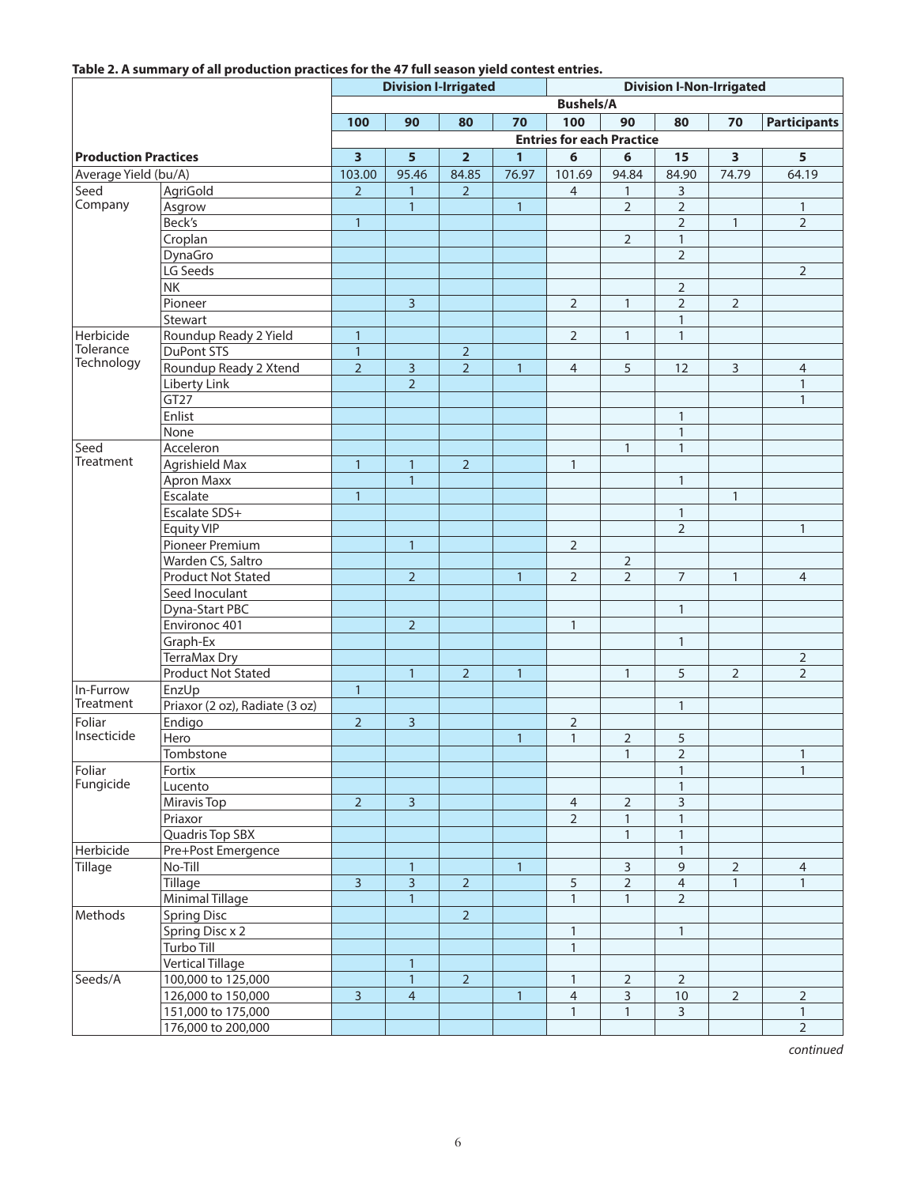**Table 2. A summary of all production practices for the 47 full season yield contest entries.**

| | | Division I-Irrigated | | | | Division I-Non-Irrigated | | | | |
|---|---|---|---|---|---|---|---|---|---|---|
| | | Bushels/A | | | | | | | | |
| | | 100 | 90 | 80 | 70 | 100 | 90 | 80 | 70 | Participants |
| | | Entries for each Practice | | | | | | | | |
| **Production Practices** | | 3 | 5 | 2 | 1 | 6 | 6 | 15 | 3 | 5 |
| Average Yield (bu/A) | | 103.00 | 95.46 | 84.85 | 76.97 | 101.69 | 94.84 | 84.90 | 74.79 | 64.19 |
| Seed Company | AgriGold | 2 | 1 | 2 | | 4 | 1 | 3 | | |
| | Asgrow | | 1 | | 1 | | 2 | 2 | | 1 |
| | Beck's | 1 | | | | | | 2 | 1 | 2 |
| | Croplan | | | | | | 2 | 1 | | |
| | DynaGro | | | | | | | 2 | | |
| | LG Seeds | | | | | | | | | 2 |
| | NK | | | | | | | 2 | | |
| | Pioneer | | 3 | | | 2 | 1 | 2 | 2 | |
| | Stewart | | | | | | | 1 | | |
| Herbicide Tolerance Technology | Roundup Ready 2 Yield | 1 | | | | 2 | 1 | 1 | | |
| | DuPont STS | 1 | | 2 | | | | | | |
| | Roundup Ready 2 Xtend | 2 | 3 | 2 | 1 | 4 | 5 | 12 | 3 | 4 |
| | Liberty Link | | 2 | | | | | | | 1 |
| | GT27 | | | | | | | | | 1 |
| | Enlist | | | | | | | 1 | | |
| | None | | | | | | | 1 | | |
| Seed Treatment | Acceleron | | | | | | 1 | 1 | | |
| | Agrishield Max | 1 | 1 | 2 | | 1 | | | | |
| | Apron Maxx | | 1 | | | | | 1 | | |
| | Escalate | 1 | | | | | | | 1 | |
| | Escalate SDS+ | | | | | | | 1 | | |
| | Equity VIP | | | | | | | 2 | | 1 |
| | Pioneer Premium | | 1 | | | 2 | | | | |
| | Warden CS, Saltro | | | | | | 2 | | | |
| | Product Not Stated | | 2 | | 1 | 2 | 2 | 7 | 1 | 4 |
| | Seed Inoculant | | | | | | | | | |
| | Dyna-Start PBC | | | | | | | 1 | | |
| | Environoc 401 | | 2 | | | 1 | | | | |
| | Graph-Ex | | | | | | | 1 | | |
| | TerraMax Dry | | | | | | | | | 2 |
| | Product Not Stated | | 1 | 2 | 1 | | 1 | 5 | 2 | 2 |
| In-Furrow Treatment | EnzUp | 1 | | | | | | | | |
| | Priaxor (2 oz), Radiate (3 oz) | | | | | | | 1 | | |
| Foliar Insecticide | Endigo | 2 | 3 | | | 2 | | | | |
| | Hero | | | | 1 | 1 | 2 | 5 | | |
| | Tombstone | | | | | | 1 | 2 | | 1 |
| Foliar Fungicide | Fortix | | | | | | | 1 | | 1 |
| | Lucento | | | | | | | 1 | | |
| | Miravis Top | 2 | 3 | | | 4 | 2 | 3 | | |
| | Priaxor | | | | | 2 | 1 | 1 | | |
| | Quadris Top SBX | | | | | | 1 | 1 | | |
| Herbicide | Pre+Post Emergence | | | | | | | 1 | | |
| Tillage | No-Till | | 1 | | 1 | | 3 | 9 | 2 | 4 |
| | Tillage | 3 | 3 | 2 | | 5 | 2 | 4 | 1 | 1 |
| | Minimal Tillage | | 1 | | | 1 | 1 | 2 | | |
| Methods | Spring Disc | | | 2 | | | | | | |
| | Spring Disc x 2 | | | | | 1 | | 1 | | |
| | Turbo Till | | | | | 1 | | | | |
| | Vertical Tillage | | 1 | | | | | | | |
| Seeds/A | 100,000 to 125,000 | | 1 | 2 | | 1 | 2 | 2 | | |
| | 126,000 to 150,000 | 3 | 4 | | 1 | 4 | 3 | 10 | 2 | 2 |
| | 151,000 to 175,000 | | | | | 1 | 1 | 3 | | 1 |
| | 176,000 to 200,000 | | | | | | | | | 2 |

*continued*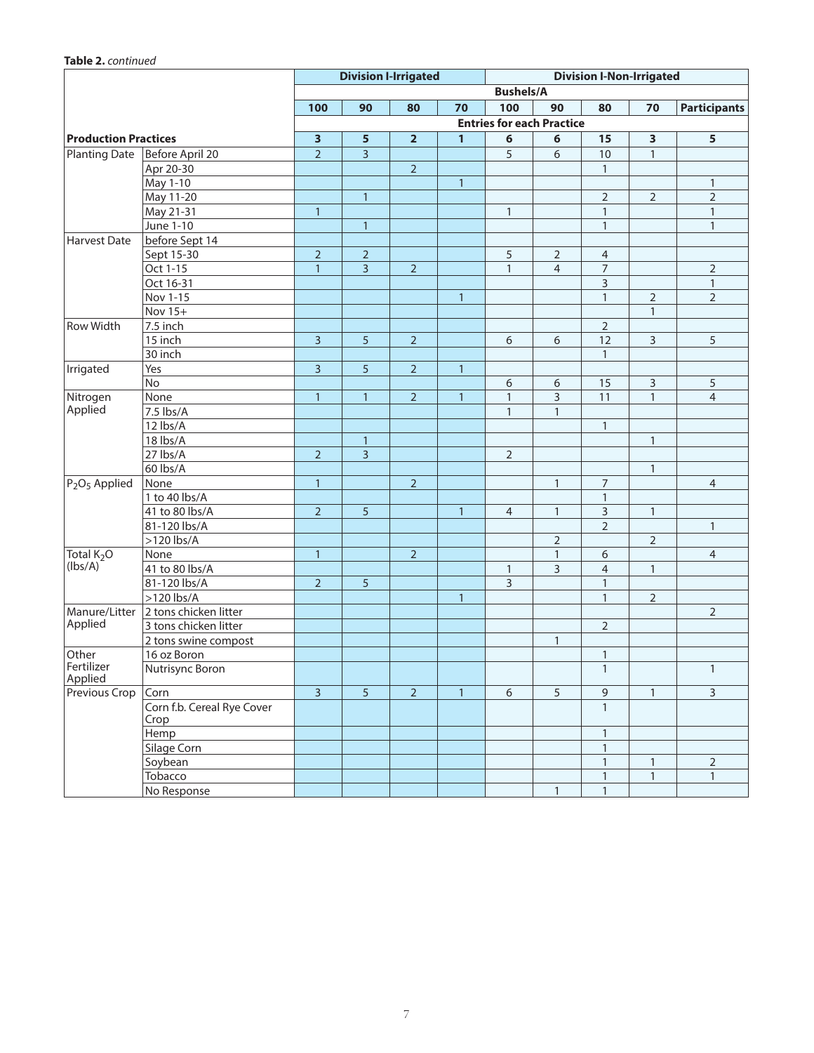**Table 2.** *continued*

| Production Practices | | Division I-Irrigated | | | | Division I-Non-Irrigated | | | | |
|---|---|---|---|---|---|---|---|---|---|---|
| | | Bushels/A | | | | | | | | |
| | | 100 | 90 | 80 | 70 | 100 | 90 | 80 | 70 | Participants |
| | | Entries for each Practice | | | | | | | | |
| | | **3** | **5** | **2** | **1** | **6** | **6** | **15** | **3** | **5** |
| Planting Date | Before April 20 | 2 | 3 | | | 5 | 6 | 10 | 1 | |
| | Apr 20-30 | | | 2 | | | | 1 | | |
| | May 1-10 | | | | 1 | | | | | 1 |
| | May 11-20 | | 1 | | | | | 2 | 2 | 2 |
| | May 21-31 | 1 | | | | 1 | | 1 | | 1 |
| | June 1-10 | | 1 | | | | | 1 | | 1 |
| Harvest Date | before Sept 14 | | | | | | | | | |
| | Sept 15-30 | 2 | 2 | | | 5 | 2 | 4 | | |
| | Oct 1-15 | 1 | 3 | 2 | | 1 | 4 | 7 | | 2 |
| | Oct 16-31 | | | | | | | 3 | | 1 |
| | Nov 1-15 | | | | 1 | | | 1 | 2 | 2 |
| | Nov 15+ | | | | | | | | 1 | |
| Row Width | 7.5 inch | | | | | | | 2 | | |
| | 15 inch | 3 | 5 | 2 | | 6 | 6 | 12 | 3 | 5 |
| | 30 inch | | | | | | | 1 | | |
| Irrigated | Yes | 3 | 5 | 2 | 1 | | | | | |
| | No | | | | | 6 | 6 | 15 | 3 | 5 |
| Nitrogen Applied | None | 1 | 1 | 2 | 1 | 1 | 3 | 11 | 1 | 4 |
| | 7.5 lbs/A | | | | | 1 | 1 | | | |
| | 12 lbs/A | | | | | | | 1 | | |
| | 18 lbs/A | | 1 | | | | | | 1 | |
| | 27 lbs/A | 2 | 3 | | | 2 | | | | |
| | 60 lbs/A | | | | | | | | 1 | |
| $P_2O_5$ Applied | None | 1 | | 2 | | | 1 | 7 | | 4 |
| | 1 to 40 lbs/A | | | | | | | 1 | | |
| | 41 to 80 lbs/A | 2 | 5 | | 1 | 4 | 1 | 3 | 1 | |
| | 81-120 lbs/A | | | | | | | 2 | | 1 |
| | >120 lbs/A | | | | | | 2 | | 2 | |
| Total $K_2O$ (lbs/A) | None | 1 | | 2 | | | 1 | 6 | | 4 |
| | 41 to 80 lbs/A | | | | | 1 | 3 | 4 | 1 | |
| | 81-120 lbs/A | 2 | 5 | | | 3 | | 1 | | |
| | >120 lbs/A | | | | 1 | | | 1 | 2 | |
| Manure/Litter Applied | 2 tons chicken litter | | | | | | | | | 2 |
| | 3 tons chicken litter | | | | | | | 2 | | |
| | 2 tons swine compost | | | | | | 1 | | | |
| Other Fertilizer Applied | 16 oz Boron | | | | | | | 1 | | |
| | Nutrisync Boron | | | | | | | 1 | | 1 |
| Previous Crop | Corn | 3 | 5 | 2 | 1 | 6 | 5 | 9 | 1 | 3 |
| | Corn f.b. Cereal Rye Cover Crop | | | | | | | 1 | | |
| | Hemp | | | | | | | 1 | | |
| | Silage Corn | | | | | | | 1 | | |
| | Soybean | | | | | | | 1 | 1 | 2 |
| | Tobacco | | | | | | | 1 | 1 | 1 |
| | No Response | | | | | | 1 | 1 | | |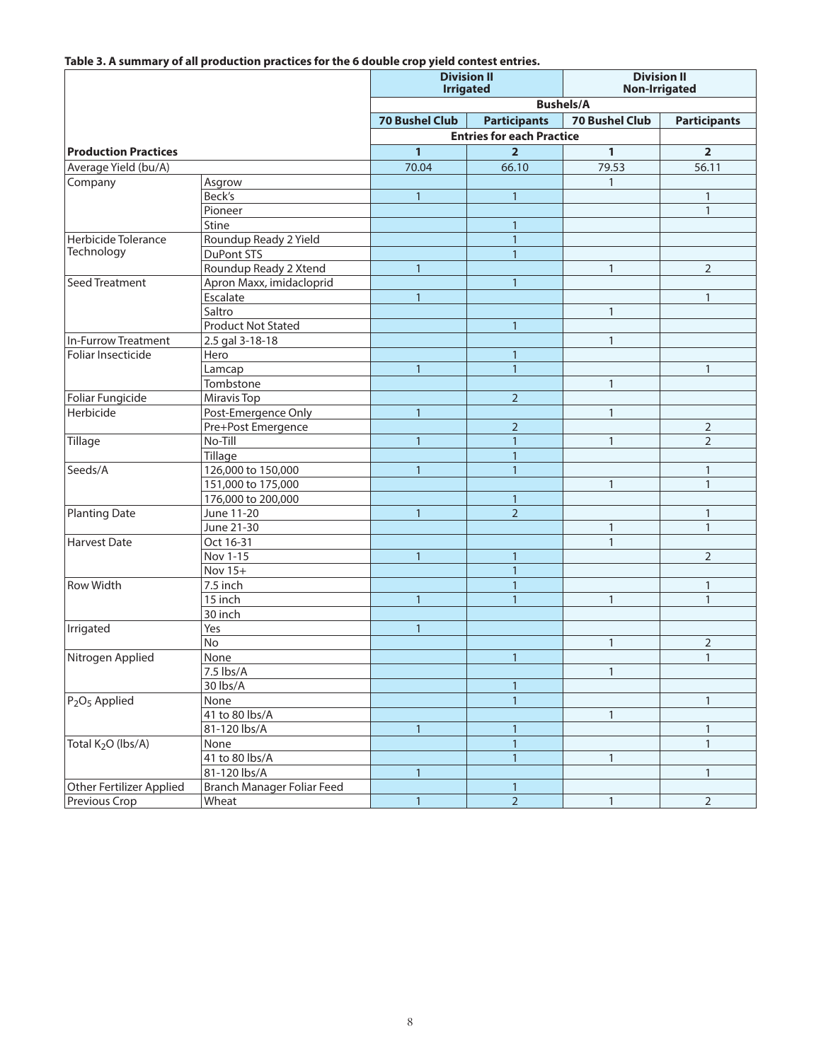**Table 3. A summary of all production practices for the 6 double crop yield contest entries.**

| | | Division II Irrigated | | Division II Non-Irrigated | |
|---|---|---|---|---|---|
| | | Bushels/A | | | |
| | | 70 Bushel Club | Participants | 70 Bushel Club | Participants |
| | | Entries for each Practice | | | |
| **Production Practices** | | **1** | **2** | **1** | **2** |
| Average Yield (bu/A) | | 70.04 | 66.10 | 79.53 | 56.11 |
| Company | Asgrow | | | 1 | |
| | Beck's | 1 | 1 | | 1 |
| | Pioneer | | | | 1 |
| | Stine | | 1 | | |
| Herbicide Tolerance Technology | Roundup Ready 2 Yield | | 1 | | |
| | DuPont STS | | 1 | | |
| | Roundup Ready 2 Xtend | 1 | | 1 | 2 |
| Seed Treatment | Apron Maxx, imidacloprid | | 1 | | |
| | Escalate | 1 | | | 1 |
| | Saltro | | | 1 | |
| | Product Not Stated | | 1 | | |
| In-Furrow Treatment | 2.5 gal 3-18-18 | | | 1 | |
| Foliar Insecticide | Hero | | 1 | | |
| | Lamcap | 1 | 1 | | 1 |
| | Tombstone | | | 1 | |
| Foliar Fungicide | Miravis Top | | 2 | | |
| Herbicide | Post-Emergence Only | 1 | | 1 | |
| | Pre+Post Emergence | | 2 | | 2 |
| Tillage | No-Till | 1 | 1 | 1 | 2 |
| | Tillage | | 1 | | |
| Seeds/A | 126,000 to 150,000 | 1 | 1 | | 1 |
| | 151,000 to 175,000 | | | 1 | 1 |
| | 176,000 to 200,000 | | 1 | | |
| Planting Date | June 11-20 | 1 | 2 | | 1 |
| | June 21-30 | | | 1 | 1 |
| Harvest Date | Oct 16-31 | | | 1 | |
| | Nov 1-15 | 1 | 1 | | 2 |
| | Nov 15+ | | 1 | | |
| Row Width | 7.5 inch | | 1 | | 1 |
| | 15 inch | 1 | 1 | 1 | 1 |
| | 30 inch | | | | |
| Irrigated | Yes | 1 | | | |
| | No | | | 1 | 2 |
| Nitrogen Applied | None | | 1 | | 1 |
| | 7.5 lbs/A | | | 1 | |
| | 30 lbs/A | | 1 | | |
| $P_2O_5$ Applied | None | | 1 | | 1 |
| | 41 to 80 lbs/A | | | 1 | |
| | 81-120 lbs/A | 1 | 1 | | 1 |
| Total $K_2O$ (lbs/A) | None | | 1 | | 1 |
| | 41 to 80 lbs/A | | 1 | 1 | |
| | 81-120 lbs/A | 1 | | | 1 |
| Other Fertilizer Applied | Branch Manager Foliar Feed | | 1 | | |
| Previous Crop | Wheat | 1 | 2 | 1 | 2 |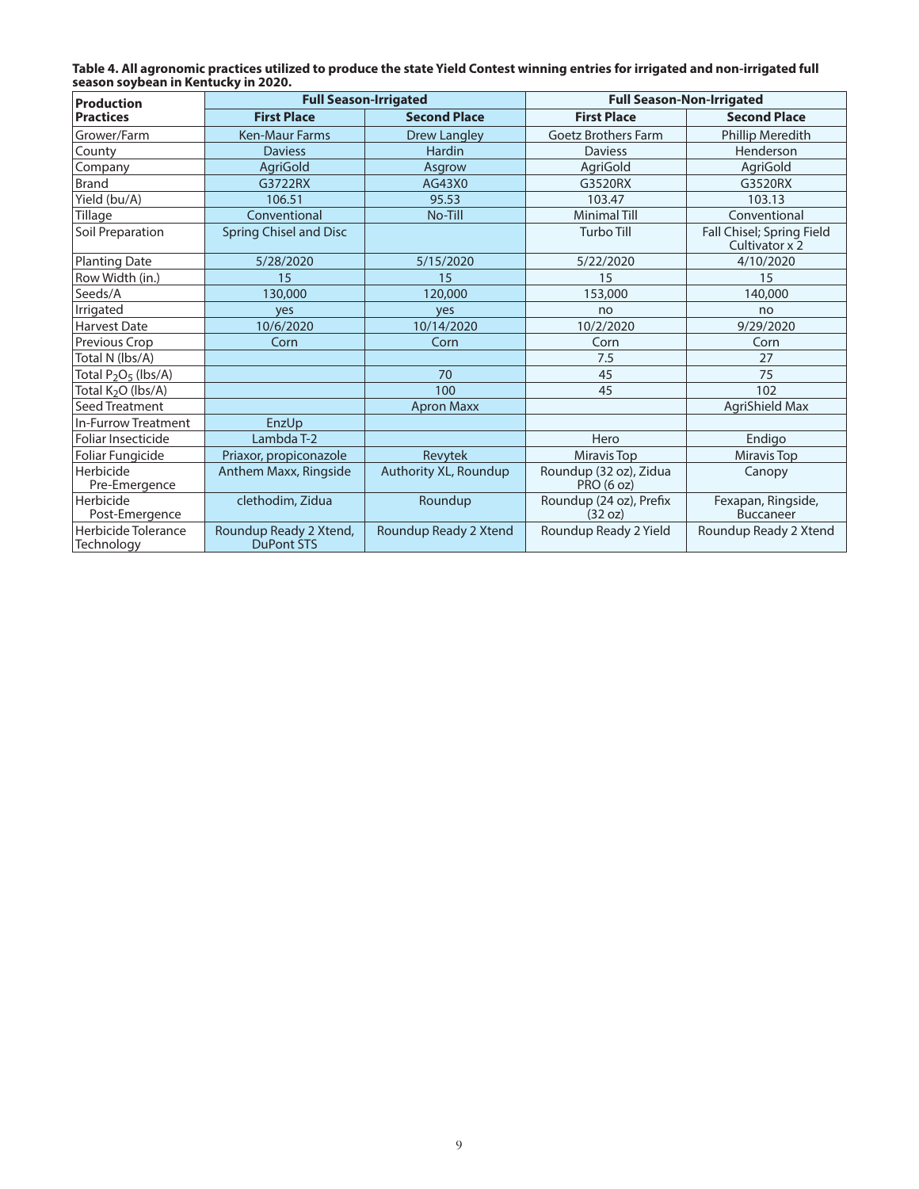**Table 4. All agronomic practices utilized to produce the state Yield Contest winning entries for irrigated and non-irrigated full season soybean in Kentucky in 2020.**

| Production Practices | Full Season-Irrigated | | Full Season-Non-Irrigated | |
|---|---|---|---|---|
| | **First Place** | **Second Place** | **First Place** | **Second Place** |
| Grower/Farm | Ken-Maur Farms | Drew Langley | Goetz Brothers Farm | Phillip Meredith |
| County | Daviess | Hardin | Daviess | Henderson |
| Company | AgriGold | Asgrow | AgriGold | AgriGold |
| Brand | G3722RX | AG43X0 | G3520RX | G3520RX |
| Yield (bu/A) | 106.51 | 95.53 | 103.47 | 103.13 |
| Tillage | Conventional | No-Till | Minimal Till | Conventional |
| Soil Preparation | Spring Chisel and Disc | | Turbo Till | Fall Chisel; Spring Field Cultivator x 2 |
| Planting Date | 5/28/2020 | 5/15/2020 | 5/22/2020 | 4/10/2020 |
| Row Width (in.) | 15 | 15 | 15 | 15 |
| Seeds/A | 130,000 | 120,000 | 153,000 | 140,000 |
| Irrigated | yes | yes | no | no |
| Harvest Date | 10/6/2020 | 10/14/2020 | 10/2/2020 | 9/29/2020 |
| Previous Crop | Corn | Corn | Corn | Corn |
| Total N (lbs/A) | | | 7.5 | 27 |
| Total $P_2O_5$ (lbs/A) | | 70 | 45 | 75 |
| Total $K_2O$ (lbs/A) | | 100 | 45 | 102 |
| Seed Treatment | | Apron Maxx | | AgriShield Max |
| In-Furrow Treatment | EnzUp | | | |
| Foliar Insecticide | Lambda T-2 | | Hero | Endigo |
| Foliar Fungicide | Priaxor, propiconazole | Revytek | Miravis Top | Miravis Top |
| Herbicide Pre-Emergence | Anthem Maxx, Ringside | Authority XL, Roundup | Roundup (32 oz), Zidua PRO (6 oz) | Canopy |
| Herbicide Post-Emergence | clethodim, Zidua | Roundup | Roundup (24 oz), Prefix (32 oz) | Fexapan, Ringside, Buccaneer |
| Herbicide Tolerance Technology | Roundup Ready 2 Xtend, DuPont STS | Roundup Ready 2 Xtend | Roundup Ready 2 Yield | Roundup Ready 2 Xtend |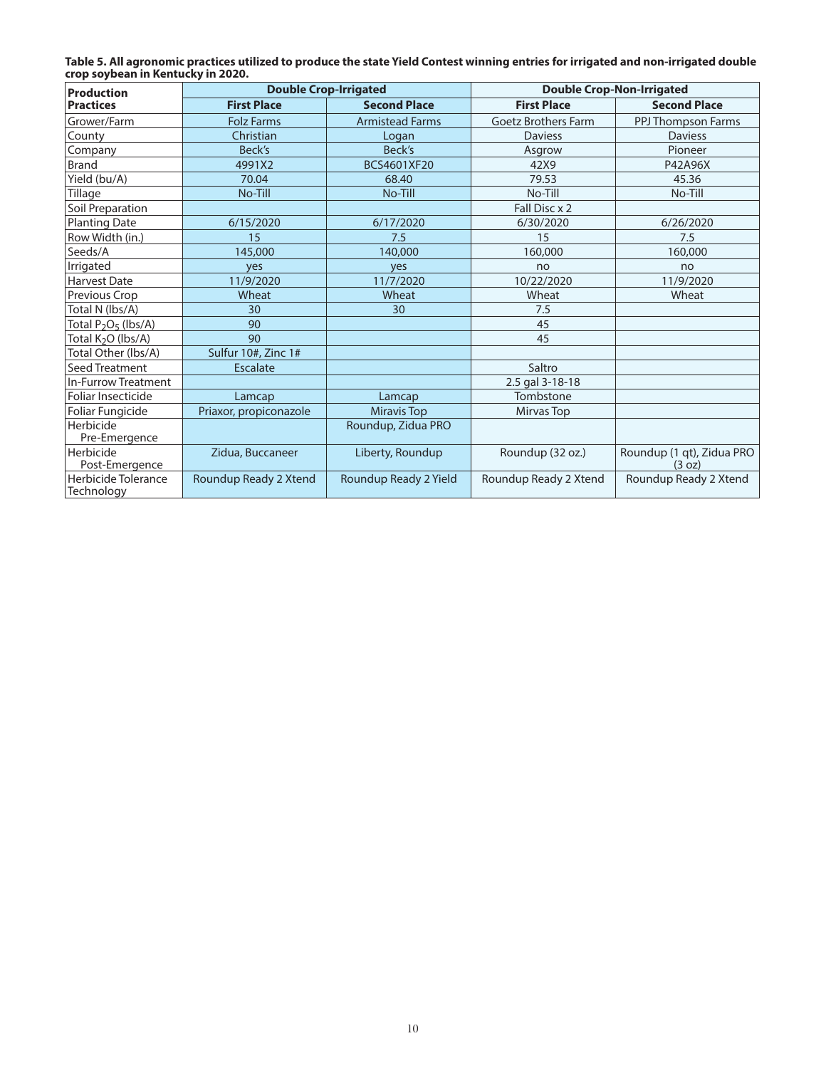**Table 5. All agronomic practices utilized to produce the state Yield Contest winning entries for irrigated and non-irrigated double crop soybean in Kentucky in 2020.**

| Production Practices | Double Crop-Irrigated | | Double Crop-Non-Irrigated | |
|---|---|---|---|---|
| | **First Place** | **Second Place** | **First Place** | **Second Place** |
| Grower/Farm | Folz Farms | Armistead Farms | Goetz Brothers Farm | PPJ Thompson Farms |
| County | Christian | Logan | Daviess | Daviess |
| Company | Beck's | Beck's | Asgrow | Pioneer |
| Brand | 4991X2 | BCS4601XF20 | 42X9 | P42A96X |
| Yield (bu/A) | 70.04 | 68.40 | 79.53 | 45.36 |
| Tillage | No-Till | No-Till | No-Till | No-Till |
| Soil Preparation | | | Fall Disc x 2 | |
| Planting Date | 6/15/2020 | 6/17/2020 | 6/30/2020 | 6/26/2020 |
| Row Width (in.) | 15 | 7.5 | 15 | 7.5 |
| Seeds/A | 145,000 | 140,000 | 160,000 | 160,000 |
| Irrigated | yes | yes | no | no |
| Harvest Date | 11/9/2020 | 11/7/2020 | 10/22/2020 | 11/9/2020 |
| Previous Crop | Wheat | Wheat | Wheat | Wheat |
| Total N (lbs/A) | 30 | 30 | 7.5 | |
| Total $P_2O_5$ (lbs/A) | 90 | | 45 | |
| Total $K_2O$ (lbs/A) | 90 | | 45 | |
| Total Other (lbs/A) | Sulfur 10#, Zinc 1# | | | |
| Seed Treatment | Escalate | | Saltro | |
| In-Furrow Treatment | | | 2.5 gal 3-18-18 | |
| Foliar Insecticide | Lamcap | Lamcap | Tombstone | |
| Foliar Fungicide | Priaxor, propiconazole | Miravis Top | Mirvas Top | |
| Herbicide Pre-Emergence | | Roundup, Zidua PRO | | |
| Herbicide Post-Emergence | Zidua, Buccaneer | Liberty, Roundup | Roundup (32 oz.) | Roundup (1 qt), Zidua PRO (3 oz) |
| Herbicide Tolerance Technology | Roundup Ready 2 Xtend | Roundup Ready 2 Yield | Roundup Ready 2 Xtend | Roundup Ready 2 Xtend |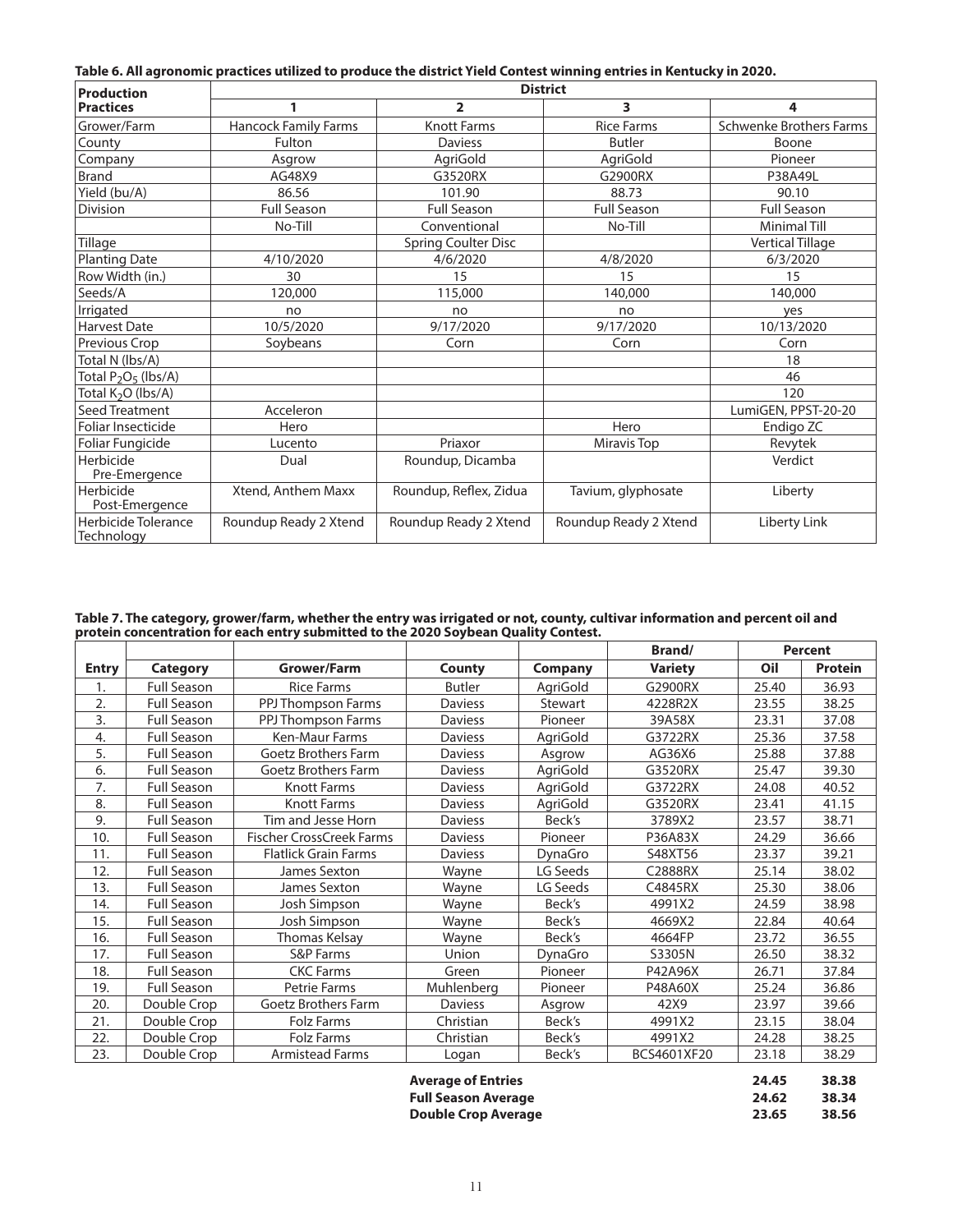**Table 6. All agronomic practices utilized to produce the district Yield Contest winning entries in Kentucky in 2020.**

| Production Practices | District | | | |
|---|---|---|---|---|
| | 1 | 2 | 3 | 4 |
| Grower/Farm | Hancock Family Farms | Knott Farms | Rice Farms | Schwenke Brothers Farms |
| County | Fulton | Daviess | Butler | Boone |
| Company | Asgrow | AgriGold | AgriGold | Pioneer |
| Brand | AG48X9 | G3520RX | G2900RX | P38A49L |
| Yield (bu/A) | 86.56 | 101.90 | 88.73 | 90.10 |
| Division | Full Season | Full Season | Full Season | Full Season |
| | No-Till | Conventional | No-Till | Minimal Till |
| Tillage | | Spring Coulter Disc | | Vertical Tillage |
| Planting Date | 4/10/2020 | 4/6/2020 | 4/8/2020 | 6/3/2020 |
| Row Width (in.) | 30 | 15 | 15 | 15 |
| Seeds/A | 120,000 | 115,000 | 140,000 | 140,000 |
| Irrigated | no | no | no | yes |
| Harvest Date | 10/5/2020 | 9/17/2020 | 9/17/2020 | 10/13/2020 |
| Previous Crop | Soybeans | Corn | Corn | Corn |
| Total N (lbs/A) | | | | 18 |
| Total $P_2O_5$ (lbs/A) | | | | 46 |
| Total $K_2O$ (lbs/A) | | | | 120 |
| Seed Treatment | Acceleron | | | LumiGEN, PPST-20-20 |
| Foliar Insecticide | Hero | | Hero | Endigo ZC |
| Foliar Fungicide | Lucento | Priaxor | Miravis Top | Revytek |
| Herbicide Pre-Emergence | Dual | Roundup, Dicamba | | Verdict |
| Herbicide Post-Emergence | Xtend, Anthem Maxx | Roundup, Reflex, Zidua | Tavium, glyphosate | Liberty |
| Herbicide Tolerance Technology | Roundup Ready 2 Xtend | Roundup Ready 2 Xtend | Roundup Ready 2 Xtend | Liberty Link |

**Table 7. The category, grower/farm, whether the entry was irrigated or not, county, cultivar information and percent oil and protein concentration for each entry submitted to the 2020 Soybean Quality Contest.**

| Entry | Category | Grower/Farm | County | Company | Brand/ Variety | Percent Oil | Percent Protein |
|---|---|---|---|---|---|---|---|
| 1. | Full Season | Rice Farms | Butler | AgriGold | G2900RX | 25.40 | 36.93 |
| 2. | Full Season | PPJ Thompson Farms | Daviess | Stewart | 4228R2X | 23.55 | 38.25 |
| 3. | Full Season | PPJ Thompson Farms | Daviess | Pioneer | 39A58X | 23.31 | 37.08 |
| 4. | Full Season | Ken-Maur Farms | Daviess | AgriGold | G3722RX | 25.36 | 37.58 |
| 5. | Full Season | Goetz Brothers Farm | Daviess | Asgrow | AG36X6 | 25.88 | 37.88 |
| 6. | Full Season | Goetz Brothers Farm | Daviess | AgriGold | G3520RX | 25.47 | 39.30 |
| 7. | Full Season | Knott Farms | Daviess | AgriGold | G3722RX | 24.08 | 40.52 |
| 8. | Full Season | Knott Farms | Daviess | AgriGold | G3520RX | 23.41 | 41.15 |
| 9. | Full Season | Tim and Jesse Horn | Daviess | Beck's | 3789X2 | 23.57 | 38.71 |
| 10. | Full Season | Fischer CrossCreek Farms | Daviess | Pioneer | P36A83X | 24.29 | 36.66 |
| 11. | Full Season | Flatlick Grain Farms | Daviess | DynaGro | S48XT56 | 23.37 | 39.21 |
| 12. | Full Season | James Sexton | Wayne | LG Seeds | C2888RX | 25.14 | 38.02 |
| 13. | Full Season | James Sexton | Wayne | LG Seeds | C4845RX | 25.30 | 38.06 |
| 14. | Full Season | Josh Simpson | Wayne | Beck's | 4991X2 | 24.59 | 38.98 |
| 15. | Full Season | Josh Simpson | Wayne | Beck's | 4669X2 | 22.84 | 40.64 |
| 16. | Full Season | Thomas Kelsay | Wayne | Beck's | 4664FP | 23.72 | 36.55 |
| 17. | Full Season | S&P Farms | Union | DynaGro | S3305N | 26.50 | 38.32 |
| 18. | Full Season | CKC Farms | Green | Pioneer | P42A96X | 26.71 | 37.84 |
| 19. | Full Season | Petrie Farms | Muhlenberg | Pioneer | P48A60X | 25.24 | 36.86 |
| 20. | Double Crop | Goetz Brothers Farm | Daviess | Asgrow | 42X9 | 23.97 | 39.66 |
| 21. | Double Crop | Folz Farms | Christian | Beck's | 4991X2 | 23.15 | 38.04 |
| 22. | Double Crop | Folz Farms | Christian | Beck's | 4991X2 | 24.28 | 38.25 |
| 23. | Double Crop | Armistead Farms | Logan | Beck's | BCS4601XF20 | 23.18 | 38.29 |
| | | | **Average of Entries** | | | **24.45** | **38.38** |
| | | | **Full Season Average** | | | **24.62** | **38.34** |
| | | | **Double Crop Average** | | | **23.65** | **38.56** |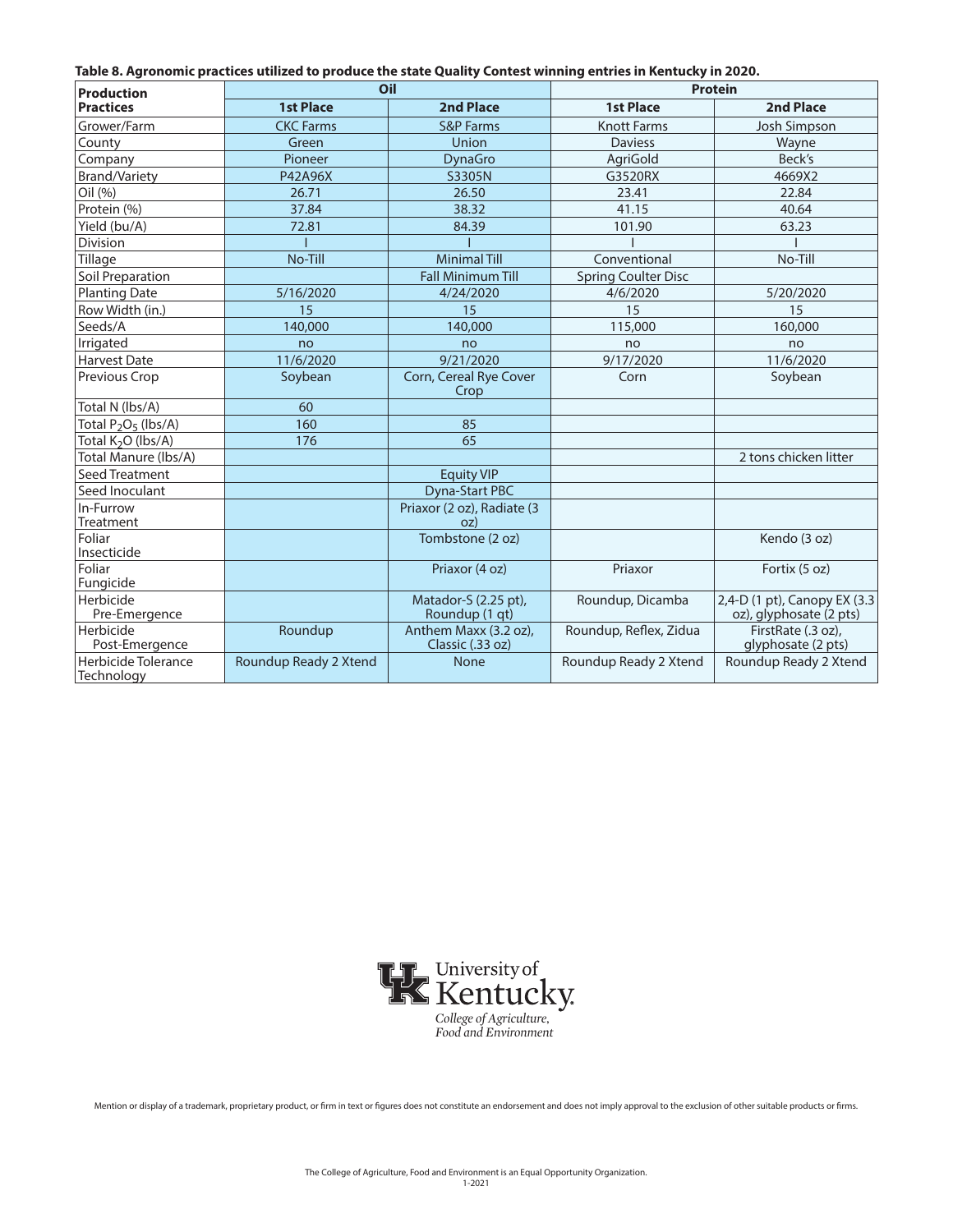**Table 8. Agronomic practices utilized to produce the state Quality Contest winning entries in Kentucky in 2020.**

| Production Practices | Oil | | Protein | |
|---|---|---|---|---|
| | 1st Place | 2nd Place | 1st Place | 2nd Place |
| Grower/Farm | CKC Farms | S&P Farms | Knott Farms | Josh Simpson |
| County | Green | Union | Daviess | Wayne |
| Company | Pioneer | DynaGro | AgriGold | Beck's |
| Brand/Variety | P42A96X | S3305N | G3520RX | 4669X2 |
| Oil (%) | 26.71 | 26.50 | 23.41 | 22.84 |
| Protein (%) | 37.84 | 38.32 | 41.15 | 40.64 |
| Yield (bu/A) | 72.81 | 84.39 | 101.90 | 63.23 |
| Division | I | I | I | I |
| Tillage | No-Till | Minimal Till | Conventional | No-Till |
| Soil Preparation | | Fall Minimum Till | Spring Coulter Disc | |
| Planting Date | 5/16/2020 | 4/24/2020 | 4/6/2020 | 5/20/2020 |
| Row Width (in.) | 15 | 15 | 15 | 15 |
| Seeds/A | 140,000 | 140,000 | 115,000 | 160,000 |
| Irrigated | no | no | no | no |
| Harvest Date | 11/6/2020 | 9/21/2020 | 9/17/2020 | 11/6/2020 |
| Previous Crop | Soybean | Corn, Cereal Rye Cover Crop | Corn | Soybean |
| Total N (lbs/A) | 60 | | | |
| Total $P_2O_5$ (lbs/A) | 160 | 85 | | |
| Total $K_2O$ (lbs/A) | 176 | 65 | | |
| Total Manure (lbs/A) | | | | 2 tons chicken litter |
| Seed Treatment | | Equity VIP | | |
| Seed Inoculant | | Dyna-Start PBC | | |
| In-Furrow Treatment | | Priaxor (2 oz), Radiate (3 oz) | | |
| Foliar Insecticide | | Tombstone (2 oz) | | Kendo (3 oz) |
| Foliar Fungicide | | Priaxor (4 oz) | Priaxor | Fortix (5 oz) |
| Herbicide Pre-Emergence | | Matador-S (2.25 pt), Roundup (1 qt) | Roundup, Dicamba | 2,4-D (1 pt), Canopy EX (3.3 oz), glyphosate (2 pts) |
| Herbicide Post-Emergence | Roundup | Anthem Maxx (3.2 oz), Classic (.33 oz) | Roundup, Reflex, Zidua | FirstRate (.3 oz), glyphosate (2 pts) |
| Herbicide Tolerance Technology | Roundup Ready 2 Xtend | None | Roundup Ready 2 Xtend | Roundup Ready 2 Xtend |

University of Kentucky
College of Agriculture, Food and Environment

Mention or display of a trademark, proprietary product, or firm in text or figures does not constitute an endorsement and does not imply approval to the exclusion of other suitable products or firms.

The College of Agriculture, Food and Environment is an Equal Opportunity Organization.
1-2021